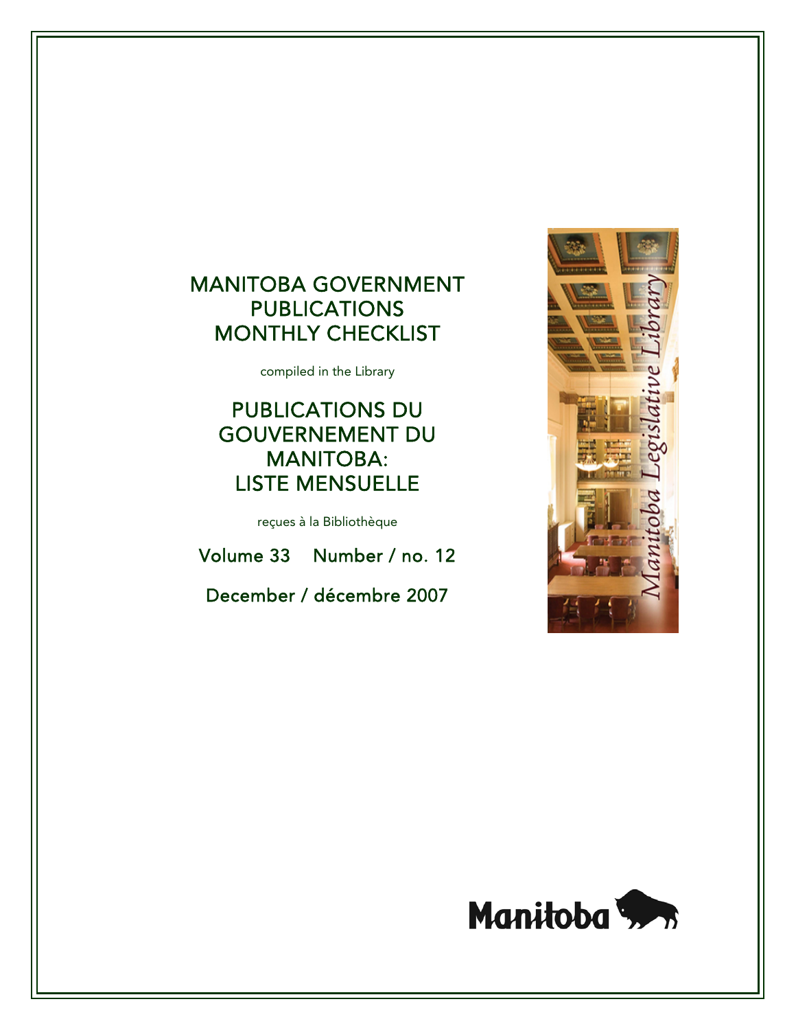# MANITOBA GOVERNMENT PUBLICATIONS MONTHLY CHECKLIST

compiled in the Library

# PUBLICATIONS DU GOUVERNEMENT DU MANITOBA: LISTE MENSUELLE

reçues à la Bibliothèque

Volume 33 Number / no. 12

December / décembre 2007

Manitoba Legislative Library

Manitoba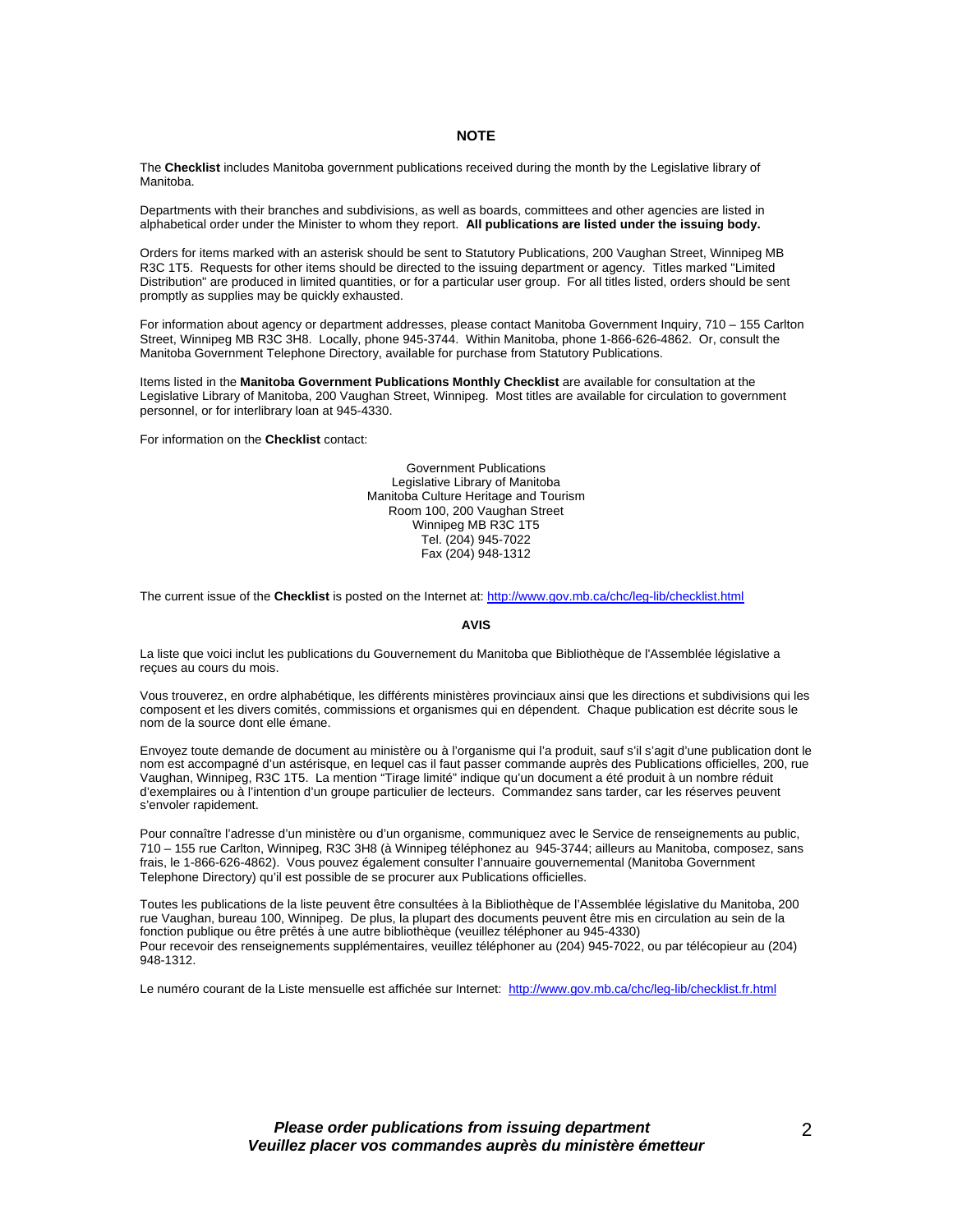## NOTE

The **Checklist** includes Manitoba government publications received during the month by the Legislative library of Manitoba.

Departments with their branches and subdivisions, as well as boards, committees and other agencies are listed in alphabetical order under the Minister to whom they report. **All publications are listed under the issuing body.**

Orders for items marked with an asterisk should be sent to Statutory Publications, 200 Vaughan Street, Winnipeg MB R3C 1T5. Requests for other items should be directed to the issuing department or agency. Titles marked "Limited Distribution" are produced in limited quantities, or for a particular user group. For all titles listed, orders should be sent promptly as supplies may be quickly exhausted.

For information about agency or department addresses, please contact Manitoba Government Inquiry, 710 – 155 Carlton Street, Winnipeg MB R3C 3H8. Locally, phone 945-3744. Within Manitoba, phone 1-866-626-4862. Or, consult the Manitoba Government Telephone Directory, available for purchase from Statutory Publications.

Items listed in the **Manitoba Government Publications Monthly Checklist** are available for consultation at the Legislative Library of Manitoba, 200 Vaughan Street, Winnipeg. Most titles are available for circulation to government personnel, or for interlibrary loan at 945-4330.

For information on the **Checklist** contact:

Government Publications
Legislative Library of Manitoba
Manitoba Culture Heritage and Tourism
Room 100, 200 Vaughan Street
Winnipeg MB R3C 1T5
Tel. (204) 945-7022
Fax (204) 948-1312

The current issue of the **Checklist** is posted on the Internet at: http://www.gov.mb.ca/chc/leg-lib/checklist.html

## AVIS

La liste que voici inclut les publications du Gouvernement du Manitoba que Bibliothèque de l'Assemblée législative a reçues au cours du mois.

Vous trouverez, en ordre alphabétique, les différents ministères provinciaux ainsi que les directions et subdivisions qui les composent et les divers comités, commissions et organismes qui en dépendent. Chaque publication est décrite sous le nom de la source dont elle émane.

Envoyez toute demande de document au ministère ou à l'organisme qui l'a produit, sauf s'il s'agit d'une publication dont le nom est accompagné d'un astérisque, en lequel cas il faut passer commande auprès des Publications officielles, 200, rue Vaughan, Winnipeg, R3C 1T5. La mention "Tirage limité" indique qu'un document a été produit à un nombre réduit d'exemplaires ou à l'intention d'un groupe particulier de lecteurs. Commandez sans tarder, car les réserves peuvent s'envoler rapidement.

Pour connaître l'adresse d'un ministère ou d'un organisme, communiquez avec le Service de renseignements au public, 710 – 155 rue Carlton, Winnipeg, R3C 3H8 (à Winnipeg téléphonez au 945-3744; ailleurs au Manitoba, composez, sans frais, le 1-866-626-4862). Vous pouvez également consulter l'annuaire gouvernemental (Manitoba Government Telephone Directory) qu'il est possible de se procurer aux Publications officielles.

Toutes les publications de la liste peuvent être consultées à la Bibliothèque de l'Assemblée législative du Manitoba, 200 rue Vaughan, bureau 100, Winnipeg. De plus, la plupart des documents peuvent être mis en circulation au sein de la fonction publique ou être prêtés à une autre bibliothèque (veuillez téléphoner au 945-4330)
Pour recevoir des renseignements supplémentaires, veuillez téléphoner au (204) 945-7022, ou par télécopieur au (204) 948-1312.

Le numéro courant de la Liste mensuelle est affichée sur Internet: http://www.gov.mb.ca/chc/leg-lib/checklist.fr.html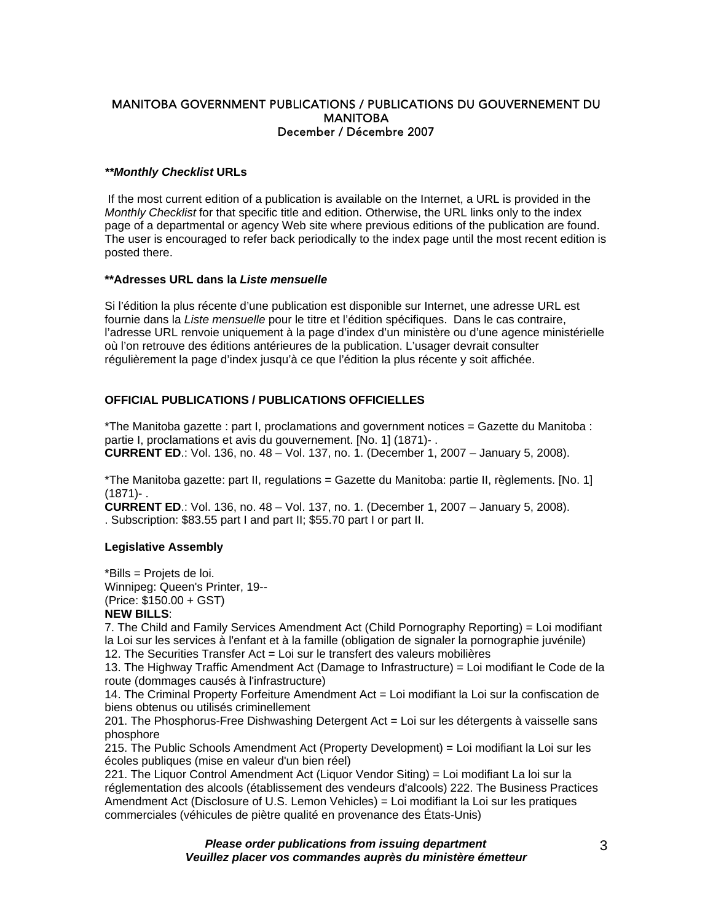# MANITOBA GOVERNMENT PUBLICATIONS / PUBLICATIONS DU GOUVERNEMENT DU MANITOBA
December / Décembre 2007

***\*\*Monthly Checklist* URLs**

If the most current edition of a publication is available on the Internet, a URL is provided in the *Monthly Checklist* for that specific title and edition. Otherwise, the URL links only to the index page of a departmental or agency Web site where previous editions of the publication are found. The user is encouraged to refer back periodically to the index page until the most recent edition is posted there.

**\*\*Adresses URL dans la *Liste mensuelle***

Si l'édition la plus récente d'une publication est disponible sur Internet, une adresse URL est fournie dans la *Liste mensuelle* pour le titre et l'édition spécifiques. Dans le cas contraire, l'adresse URL renvoie uniquement à la page d'index d'un ministère ou d'une agence ministérielle où l'on retrouve des éditions antérieures de la publication. L'usager devrait consulter régulièrement la page d'index jusqu'à ce que l'édition la plus récente y soit affichée.

## OFFICIAL PUBLICATIONS / PUBLICATIONS OFFICIELLES

*The Manitoba gazette : part I, proclamations and government notices = Gazette du Manitoba : partie I, proclamations et avis du gouvernement. [No. 1] (1871)- .
**CURRENT ED**.: Vol. 136, no. 48 – Vol. 137, no. 1. (December 1, 2007 – January 5, 2008).

*The Manitoba gazette: part II, regulations = Gazette du Manitoba: partie II, règlements. [No. 1] (1871)- .
**CURRENT ED**.: Vol. 136, no. 48 – Vol. 137, no. 1. (December 1, 2007 – January 5, 2008).
. Subscription: $83.55 part I and part II; $55.70 part I or part II.

### Legislative Assembly

*Bills = Projets de loi.
Winnipeg: Queen's Printer, 19--
(Price: $150.00 + GST)
**NEW BILLS**:
7. The Child and Family Services Amendment Act (Child Pornography Reporting) = Loi modifiant la Loi sur les services à l'enfant et à la famille (obligation de signaler la pornographie juvénile)
12. The Securities Transfer Act = Loi sur le transfert des valeurs mobilières
13. The Highway Traffic Amendment Act (Damage to Infrastructure) = Loi modifiant le Code de la route (dommages causés à l'infrastructure)
14. The Criminal Property Forfeiture Amendment Act = Loi modifiant la Loi sur la confiscation de biens obtenus ou utilisés criminellement
201. The Phosphorus-Free Dishwashing Detergent Act = Loi sur les détergents à vaisselle sans phosphore
215. The Public Schools Amendment Act (Property Development) = Loi modifiant la Loi sur les écoles publiques (mise en valeur d'un bien réel)
221. The Liquor Control Amendment Act (Liquor Vendor Siting) = Loi modifiant La loi sur la réglementation des alcools (établissement des vendeurs d'alcools) 222. The Business Practices Amendment Act (Disclosure of U.S. Lemon Vehicles) = Loi modifiant la Loi sur les pratiques commerciales (véhicules de piètre qualité en provenance des États-Unis)

***Please order publications from issuing department***
***Veuillez placer vos commandes auprès du ministère émetteur***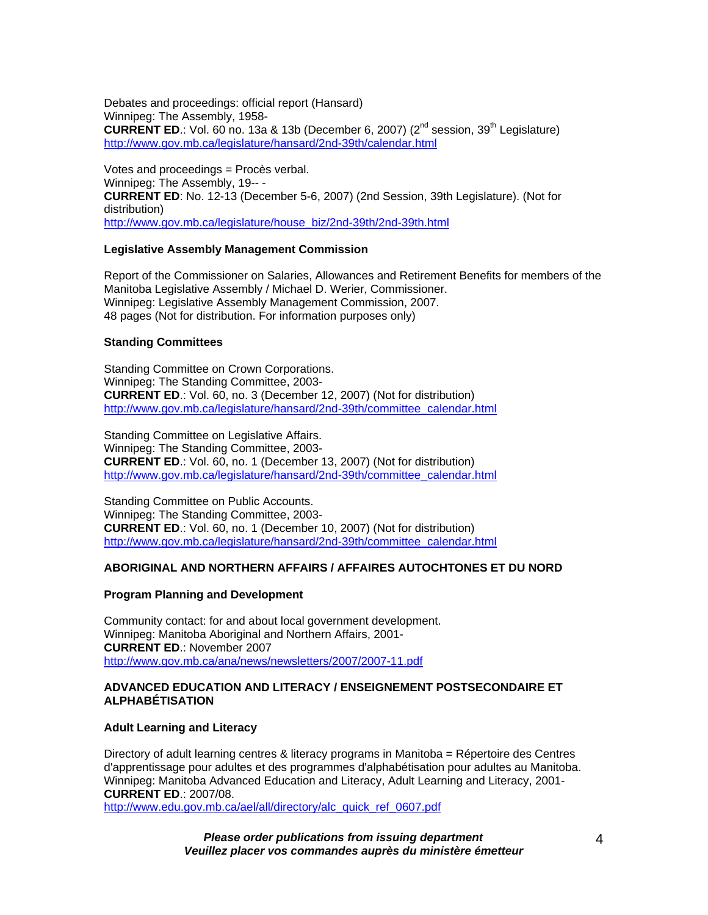Debates and proceedings: official report (Hansard)
Winnipeg: The Assembly, 1958-
**CURRENT ED**.: Vol. 60 no. 13a & 13b (December 6, 2007) (2nd session, 39th Legislature)
http://www.gov.mb.ca/legislature/hansard/2nd-39th/calendar.html

Votes and proceedings = Procès verbal.
Winnipeg: The Assembly, 19-- -
**CURRENT ED**: No. 12-13 (December 5-6, 2007) (2nd Session, 39th Legislature). (Not for distribution)
http://www.gov.mb.ca/legislature/house_biz/2nd-39th/2nd-39th.html

**Legislative Assembly Management Commission**

Report of the Commissioner on Salaries, Allowances and Retirement Benefits for members of the Manitoba Legislative Assembly / Michael D. Werier, Commissioner.
Winnipeg: Legislative Assembly Management Commission, 2007.
48 pages (Not for distribution. For information purposes only)

**Standing Committees**

Standing Committee on Crown Corporations.
Winnipeg: The Standing Committee, 2003-
**CURRENT ED**.: Vol. 60, no. 3 (December 12, 2007) (Not for distribution)
http://www.gov.mb.ca/legislature/hansard/2nd-39th/committee_calendar.html

Standing Committee on Legislative Affairs.
Winnipeg: The Standing Committee, 2003-
**CURRENT ED**.: Vol. 60, no. 1 (December 13, 2007) (Not for distribution)
http://www.gov.mb.ca/legislature/hansard/2nd-39th/committee_calendar.html

Standing Committee on Public Accounts.
Winnipeg: The Standing Committee, 2003-
**CURRENT ED**.: Vol. 60, no. 1 (December 10, 2007) (Not for distribution)
http://www.gov.mb.ca/legislature/hansard/2nd-39th/committee_calendar.html

**ABORIGINAL AND NORTHERN AFFAIRS / AFFAIRES AUTOCHTONES ET DU NORD**

**Program Planning and Development**

Community contact: for and about local government development.
Winnipeg: Manitoba Aboriginal and Northern Affairs, 2001-
**CURRENT ED**.: November 2007
http://www.gov.mb.ca/ana/news/newsletters/2007/2007-11.pdf

**ADVANCED EDUCATION AND LITERACY / ENSEIGNEMENT POSTSECONDAIRE ET ALPHABÉTISATION**

**Adult Learning and Literacy**

Directory of adult learning centres & literacy programs in Manitoba = Répertoire des Centres d'apprentissage pour adultes et des programmes d'alphabétisation pour adultes au Manitoba.
Winnipeg: Manitoba Advanced Education and Literacy, Adult Learning and Literacy, 2001-
**CURRENT ED**.: 2007/08.
http://www.edu.gov.mb.ca/ael/all/directory/alc_quick_ref_0607.pdf

***Please order publications from issuing department***
***Veuillez placer vos commandes auprès du ministère émetteur***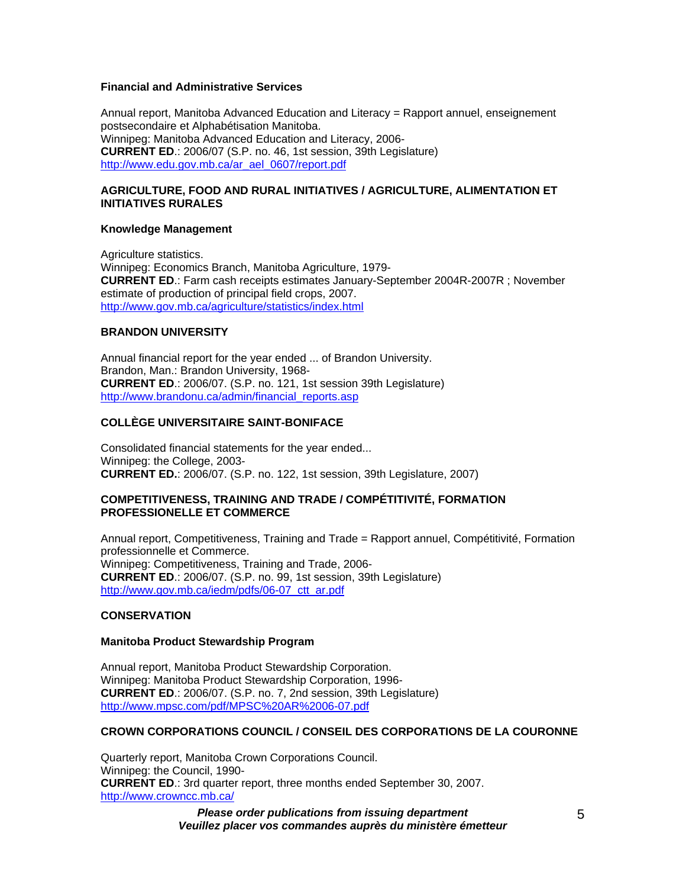### Financial and Administrative Services

Annual report, Manitoba Advanced Education and Literacy = Rapport annuel, enseignement postsecondaire et Alphabétisation Manitoba.
Winnipeg: Manitoba Advanced Education and Literacy, 2006-
**CURRENT ED**.: 2006/07 (S.P. no. 46, 1st session, 39th Legislature)
http://www.edu.gov.mb.ca/ar_ael_0607/report.pdf

## AGRICULTURE, FOOD AND RURAL INITIATIVES / AGRICULTURE, ALIMENTATION ET INITIATIVES RURALES

### Knowledge Management

Agriculture statistics.
Winnipeg: Economics Branch, Manitoba Agriculture, 1979-
**CURRENT ED**.: Farm cash receipts estimates January-September 2004R-2007R ; November estimate of production of principal field crops, 2007.
http://www.gov.mb.ca/agriculture/statistics/index.html

## BRANDON UNIVERSITY

Annual financial report for the year ended ... of Brandon University.
Brandon, Man.: Brandon University, 1968-
**CURRENT ED**.: 2006/07. (S.P. no. 121, 1st session 39th Legislature)
http://www.brandonu.ca/admin/financial_reports.asp

## COLLÈGE UNIVERSITAIRE SAINT-BONIFACE

Consolidated financial statements for the year ended...
Winnipeg: the College, 2003-
**CURRENT ED.**: 2006/07. (S.P. no. 122, 1st session, 39th Legislature, 2007)

## COMPETITIVENESS, TRAINING AND TRADE / COMPÉTITIVITÉ, FORMATION PROFESSIONELLE ET COMMERCE

Annual report, Competitiveness, Training and Trade = Rapport annuel, Compétitivité, Formation professionnelle et Commerce.
Winnipeg: Competitiveness, Training and Trade, 2006-
**CURRENT ED**.: 2006/07. (S.P. no. 99, 1st session, 39th Legislature)
http://www.gov.mb.ca/iedm/pdfs/06-07_ctt_ar.pdf

## CONSERVATION

### Manitoba Product Stewardship Program

Annual report, Manitoba Product Stewardship Corporation.
Winnipeg: Manitoba Product Stewardship Corporation, 1996-
**CURRENT ED**.: 2006/07. (S.P. no. 7, 2nd session, 39th Legislature)
http://www.mpsc.com/pdf/MPSC%20AR%2006-07.pdf

## CROWN CORPORATIONS COUNCIL / CONSEIL DES CORPORATIONS DE LA COURONNE

Quarterly report, Manitoba Crown Corporations Council.
Winnipeg: the Council, 1990-
**CURRENT ED**.: 3rd quarter report, three months ended September 30, 2007.
http://www.crowncc.mb.ca/

***Please order publications from issuing department***
***Veuillez placer vos commandes auprès du ministère émetteur***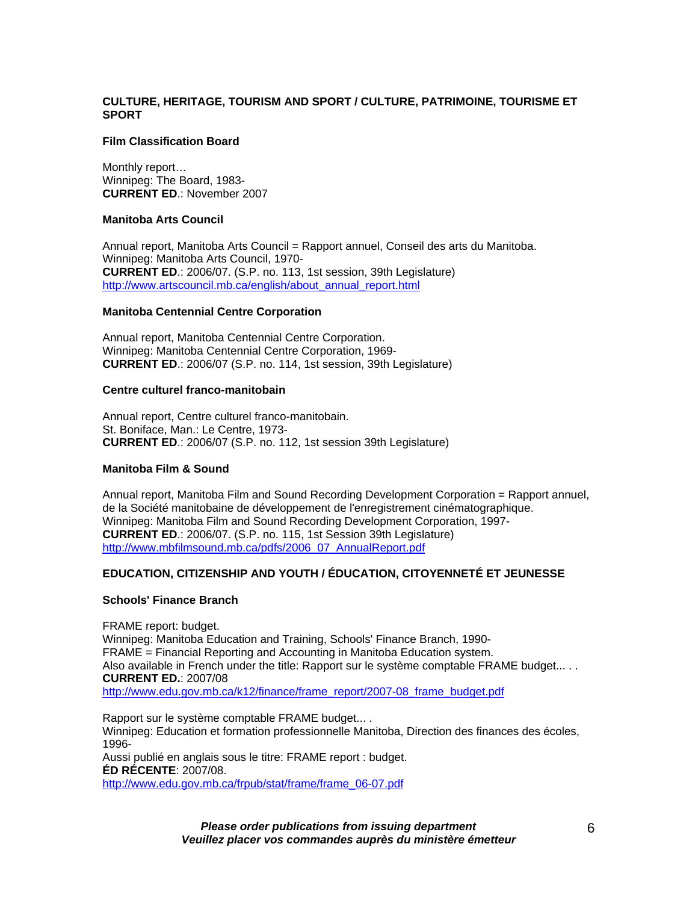## CULTURE, HERITAGE, TOURISM AND SPORT / CULTURE, PATRIMOINE, TOURISME ET SPORT

### Film Classification Board

Monthly report…
Winnipeg: The Board, 1983-
**CURRENT ED**.: November 2007

### Manitoba Arts Council

Annual report, Manitoba Arts Council = Rapport annuel, Conseil des arts du Manitoba.
Winnipeg: Manitoba Arts Council, 1970-
**CURRENT ED**.: 2006/07. (S.P. no. 113, 1st session, 39th Legislature)
http://www.artscouncil.mb.ca/english/about_annual_report.html

### Manitoba Centennial Centre Corporation

Annual report, Manitoba Centennial Centre Corporation.
Winnipeg: Manitoba Centennial Centre Corporation, 1969-
**CURRENT ED**.: 2006/07 (S.P. no. 114, 1st session, 39th Legislature)

### Centre culturel franco-manitobain

Annual report, Centre culturel franco-manitobain.
St. Boniface, Man.: Le Centre, 1973-
**CURRENT ED**.: 2006/07 (S.P. no. 112, 1st session 39th Legislature)

### Manitoba Film & Sound

Annual report, Manitoba Film and Sound Recording Development Corporation = Rapport annuel, de la Société manitobaine de développement de l'enregistrement cinématographique.
Winnipeg: Manitoba Film and Sound Recording Development Corporation, 1997-
**CURRENT ED**.: 2006/07. (S.P. no. 115, 1st Session 39th Legislature)
http://www.mbfilmsound.mb.ca/pdfs/2006_07_AnnualReport.pdf

## EDUCATION, CITIZENSHIP AND YOUTH / ÉDUCATION, CITOYENNETÉ ET JEUNESSE

### Schools' Finance Branch

FRAME report: budget.
Winnipeg: Manitoba Education and Training, Schools' Finance Branch, 1990-
FRAME = Financial Reporting and Accounting in Manitoba Education system.
Also available in French under the title: Rapport sur le système comptable FRAME budget... . .
**CURRENT ED.**: 2007/08
http://www.edu.gov.mb.ca/k12/finance/frame_report/2007-08_frame_budget.pdf

Rapport sur le système comptable FRAME budget... .
Winnipeg: Education et formation professionnelle Manitoba, Direction des finances des écoles, 1996-
Aussi publié en anglais sous le titre: FRAME report : budget.
**ÉD RÉCENTE**: 2007/08.
http://www.edu.gov.mb.ca/frpub/stat/frame/frame_06-07.pdf

***Please order publications from issuing department***
***Veuillez placer vos commandes auprès du ministère émetteur***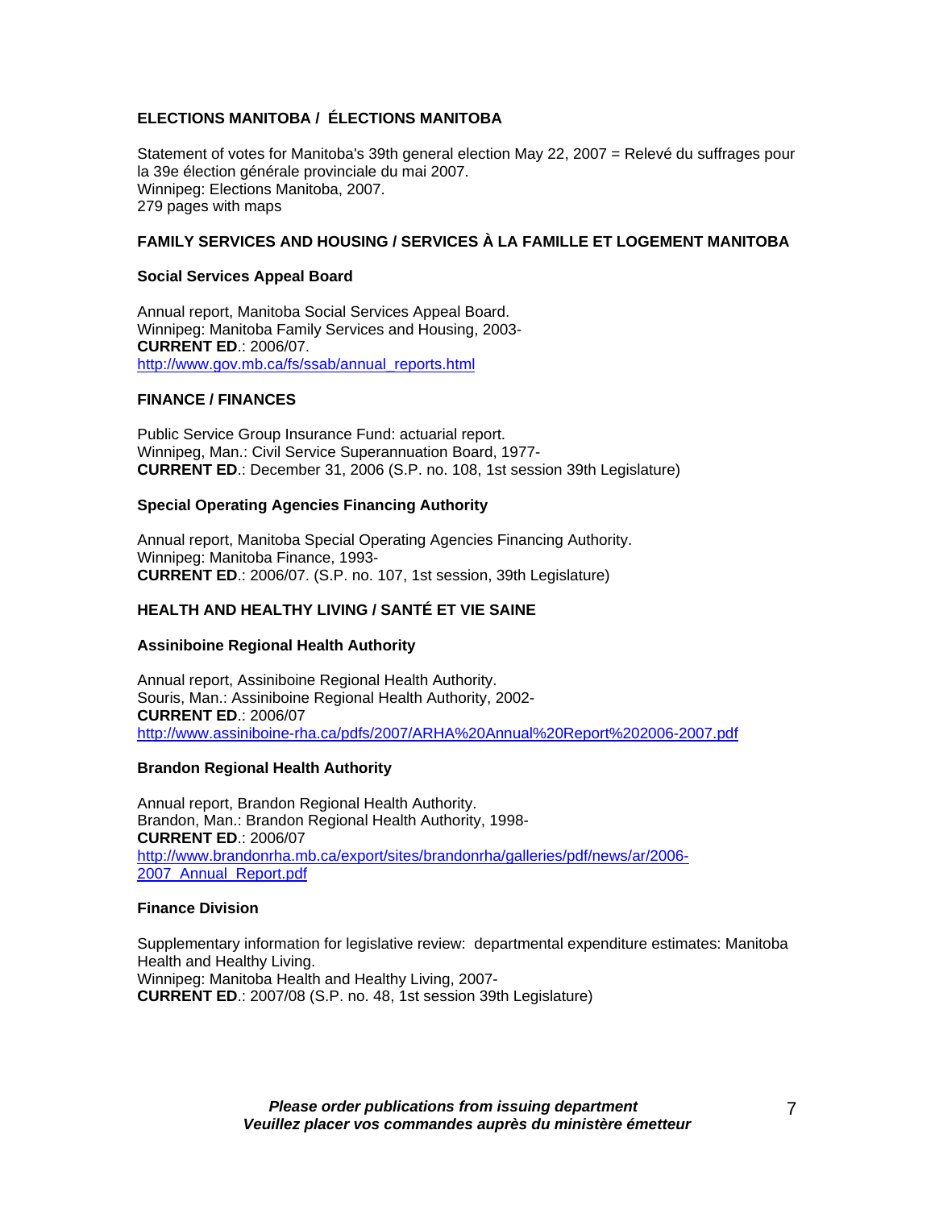**ELECTIONS MANITOBA / ÉLECTIONS MANITOBA**

Statement of votes for Manitoba's 39th general election May 22, 2007 = Relevé du suffrages pour la 39e élection générale provinciale du mai 2007.
Winnipeg: Elections Manitoba, 2007.
279 pages with maps

**FAMILY SERVICES AND HOUSING / SERVICES À LA FAMILLE ET LOGEMENT MANITOBA**

**Social Services Appeal Board**

Annual report, Manitoba Social Services Appeal Board.
Winnipeg: Manitoba Family Services and Housing, 2003-
**CURRENT ED**.: 2006/07.
http://www.gov.mb.ca/fs/ssab/annual_reports.html

**FINANCE / FINANCES**

Public Service Group Insurance Fund: actuarial report.
Winnipeg, Man.: Civil Service Superannuation Board, 1977-
**CURRENT ED**.: December 31, 2006 (S.P. no. 108, 1st session 39th Legislature)

**Special Operating Agencies Financing Authority**

Annual report, Manitoba Special Operating Agencies Financing Authority.
Winnipeg: Manitoba Finance, 1993-
**CURRENT ED**.: 2006/07. (S.P. no. 107, 1st session, 39th Legislature)

**HEALTH AND HEALTHY LIVING / SANTÉ ET VIE SAINE**

**Assiniboine Regional Health Authority**

Annual report, Assiniboine Regional Health Authority.
Souris, Man.: Assiniboine Regional Health Authority, 2002-
**CURRENT ED**.: 2006/07
http://www.assiniboine-rha.ca/pdfs/2007/ARHA%20Annual%20Report%202006-2007.pdf

**Brandon Regional Health Authority**

Annual report, Brandon Regional Health Authority.
Brandon, Man.: Brandon Regional Health Authority, 1998-
**CURRENT ED**.: 2006/07
http://www.brandonrha.mb.ca/export/sites/brandonrha/galleries/pdf/news/ar/2006-2007_Annual_Report.pdf

**Finance Division**

Supplementary information for legislative review: departmental expenditure estimates: Manitoba Health and Healthy Living.
Winnipeg: Manitoba Health and Healthy Living, 2007-
**CURRENT ED**.: 2007/08 (S.P. no. 48, 1st session 39th Legislature)

***Please order publications from issuing department***
***Veuillez placer vos commandes auprès du ministère émetteur***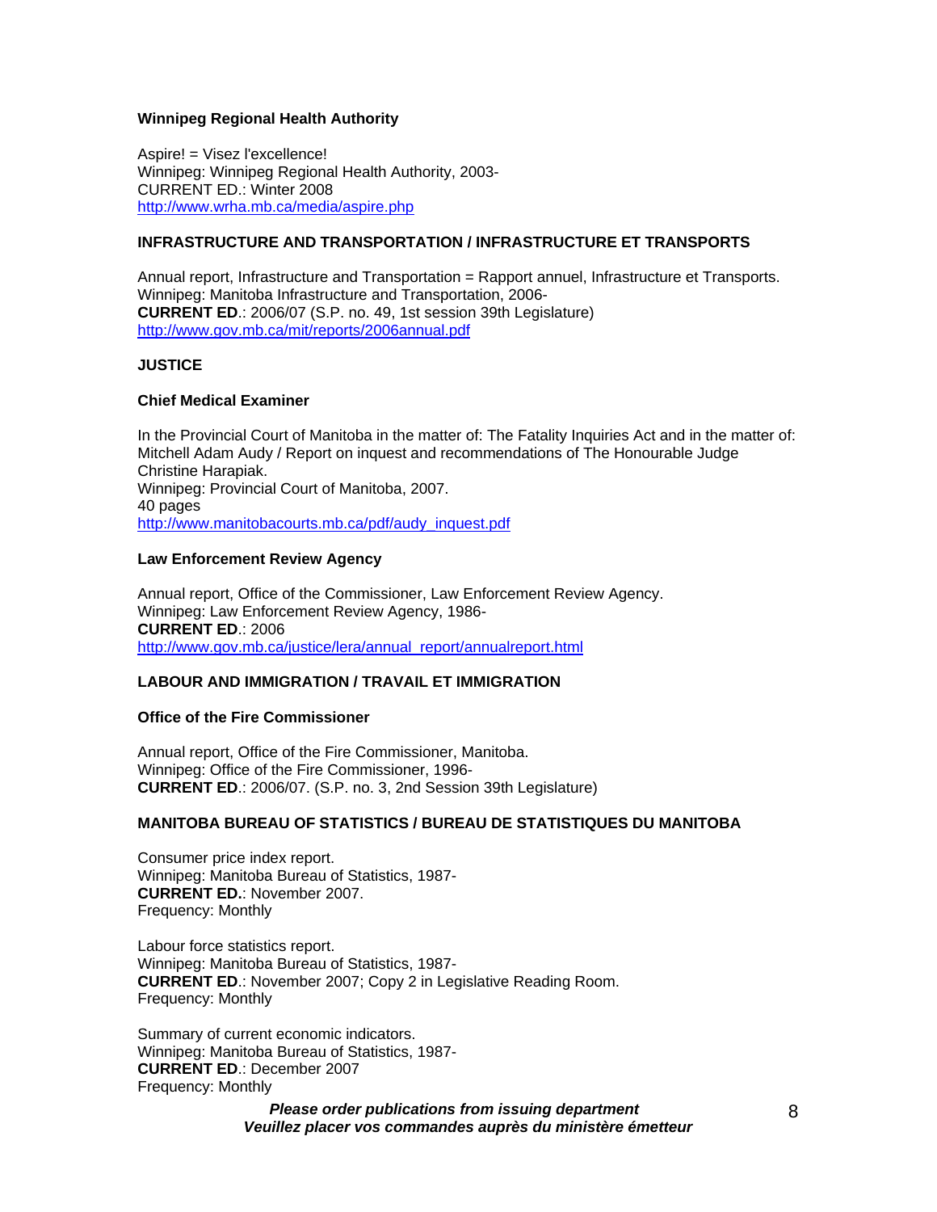**Winnipeg Regional Health Authority**

Aspire! = Visez l'excellence!
Winnipeg: Winnipeg Regional Health Authority, 2003-
CURRENT ED.: Winter 2008
http://www.wrha.mb.ca/media/aspire.php

**INFRASTRUCTURE AND TRANSPORTATION / INFRASTRUCTURE ET TRANSPORTS**

Annual report, Infrastructure and Transportation = Rapport annuel, Infrastructure et Transports.
Winnipeg: Manitoba Infrastructure and Transportation, 2006-
**CURRENT ED**.: 2006/07 (S.P. no. 49, 1st session 39th Legislature)
http://www.gov.mb.ca/mit/reports/2006annual.pdf

**JUSTICE**

**Chief Medical Examiner**

In the Provincial Court of Manitoba in the matter of: The Fatality Inquiries Act and in the matter of: Mitchell Adam Audy / Report on inquest and recommendations of The Honourable Judge Christine Harapiak.
Winnipeg: Provincial Court of Manitoba, 2007.
40 pages
http://www.manitobacourts.mb.ca/pdf/audy_inquest.pdf

**Law Enforcement Review Agency**

Annual report, Office of the Commissioner, Law Enforcement Review Agency.
Winnipeg: Law Enforcement Review Agency, 1986-
**CURRENT ED**.: 2006
http://www.gov.mb.ca/justice/lera/annual_report/annualreport.html

**LABOUR AND IMMIGRATION / TRAVAIL ET IMMIGRATION**

**Office of the Fire Commissioner**

Annual report, Office of the Fire Commissioner, Manitoba.
Winnipeg: Office of the Fire Commissioner, 1996-
**CURRENT ED**.: 2006/07. (S.P. no. 3, 2nd Session 39th Legislature)

**MANITOBA BUREAU OF STATISTICS / BUREAU DE STATISTIQUES DU MANITOBA**

Consumer price index report.
Winnipeg: Manitoba Bureau of Statistics, 1987-
**CURRENT ED.**: November 2007.
Frequency: Monthly

Labour force statistics report.
Winnipeg: Manitoba Bureau of Statistics, 1987-
**CURRENT ED**.: November 2007; Copy 2 in Legislative Reading Room.
Frequency: Monthly

Summary of current economic indicators.
Winnipeg: Manitoba Bureau of Statistics, 1987-
**CURRENT ED**.: December 2007
Frequency: Monthly

***Please order publications from issuing department***
***Veuillez placer vos commandes auprès du ministère émetteur***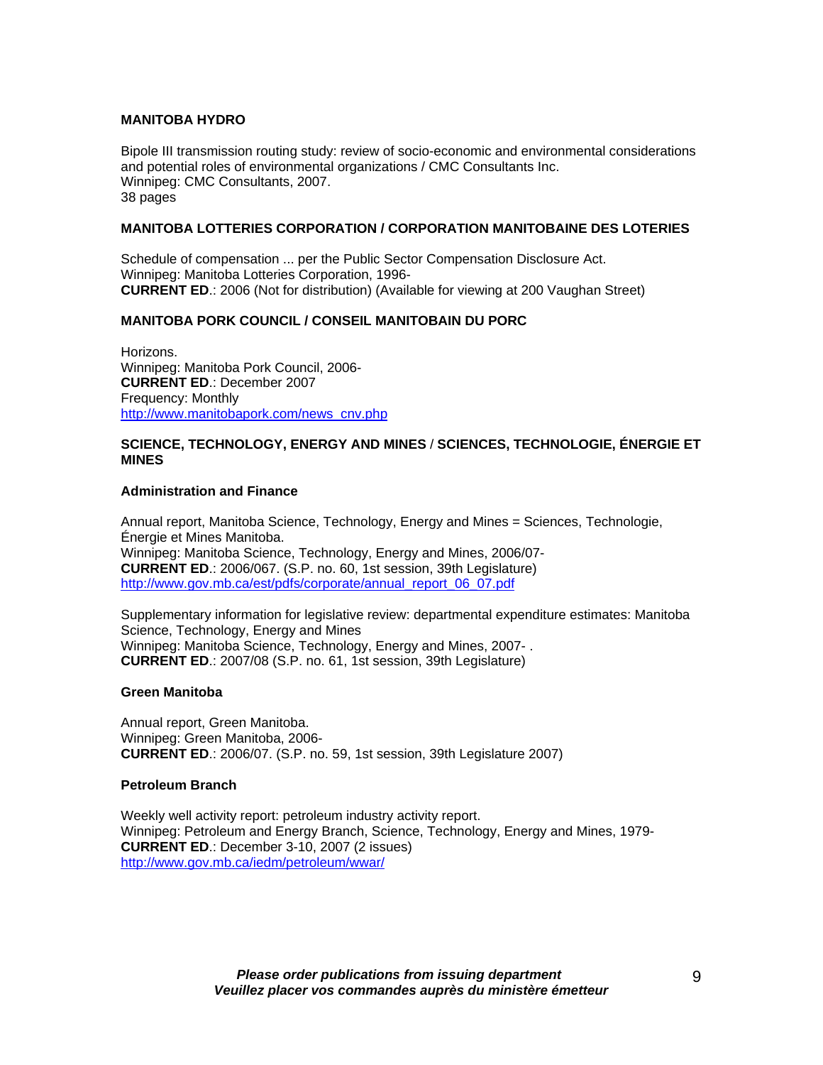**MANITOBA HYDRO**

Bipole III transmission routing study: review of socio-economic and environmental considerations and potential roles of environmental organizations / CMC Consultants Inc.
Winnipeg: CMC Consultants, 2007.
38 pages

**MANITOBA LOTTERIES CORPORATION / CORPORATION MANITOBAINE DES LOTERIES**

Schedule of compensation ... per the Public Sector Compensation Disclosure Act.
Winnipeg: Manitoba Lotteries Corporation, 1996-
**CURRENT ED**.: 2006 (Not for distribution) (Available for viewing at 200 Vaughan Street)

**MANITOBA PORK COUNCIL / CONSEIL MANITOBAIN DU PORC**

Horizons.
Winnipeg: Manitoba Pork Council, 2006-
**CURRENT ED**.: December 2007
Frequency: Monthly
http://www.manitobapork.com/news_cnv.php

**SCIENCE, TECHNOLOGY, ENERGY AND MINES / SCIENCES, TECHNOLOGIE, ÉNERGIE ET MINES**

**Administration and Finance**

Annual report, Manitoba Science, Technology, Energy and Mines = Sciences, Technologie, Énergie et Mines Manitoba.
Winnipeg: Manitoba Science, Technology, Energy and Mines, 2006/07-
**CURRENT ED**.: 2006/067. (S.P. no. 60, 1st session, 39th Legislature)
http://www.gov.mb.ca/est/pdfs/corporate/annual_report_06_07.pdf

Supplementary information for legislative review: departmental expenditure estimates: Manitoba Science, Technology, Energy and Mines
Winnipeg: Manitoba Science, Technology, Energy and Mines, 2007- .
**CURRENT ED**.: 2007/08 (S.P. no. 61, 1st session, 39th Legislature)

**Green Manitoba**

Annual report, Green Manitoba.
Winnipeg: Green Manitoba, 2006-
**CURRENT ED**.: 2006/07. (S.P. no. 59, 1st session, 39th Legislature 2007)

**Petroleum Branch**

Weekly well activity report: petroleum industry activity report.
Winnipeg: Petroleum and Energy Branch, Science, Technology, Energy and Mines, 1979-
**CURRENT ED**.: December 3-10, 2007 (2 issues)
http://www.gov.mb.ca/iedm/petroleum/wwar/

***Please order publications from issuing department***
***Veuillez placer vos commandes auprès du ministère émetteur***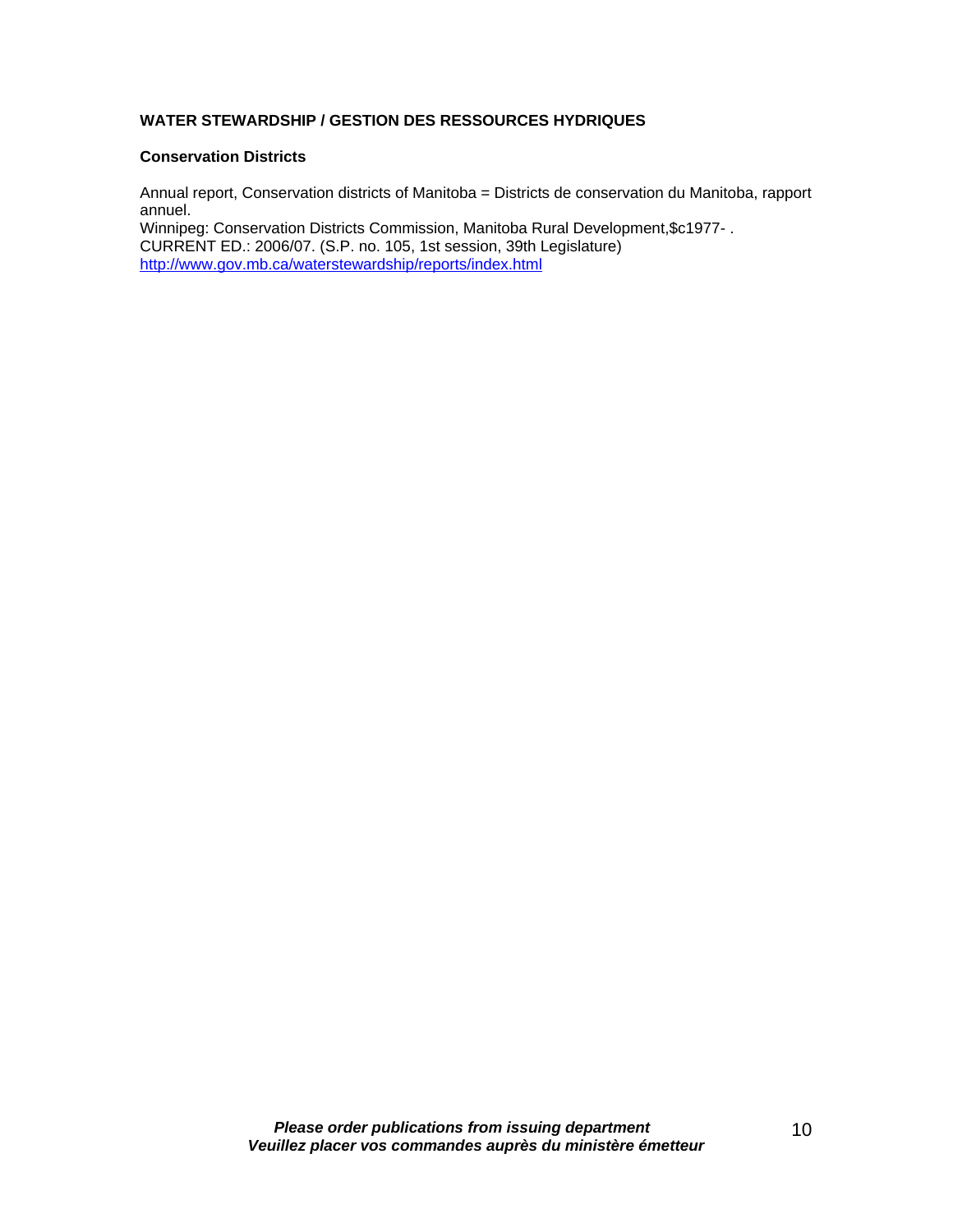### WATER STEWARDSHIP / GESTION DES RESSOURCES HYDRIQUES

#### Conservation Districts

Annual report, Conservation districts of Manitoba = Districts de conservation du Manitoba, rapport annuel.
Winnipeg: Conservation Districts Commission, Manitoba Rural Development,$c1977- .
CURRENT ED.: 2006/07. (S.P. no. 105, 1st session, 39th Legislature)
http://www.gov.mb.ca/waterstewardship/reports/index.html

***Please order publications from issuing department***
***Veuillez placer vos commandes auprès du ministère émetteur***